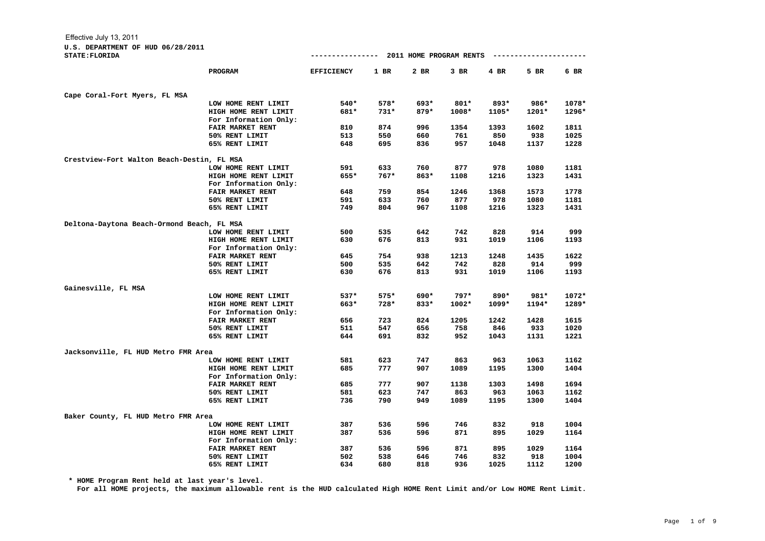Effective July 13, 2011

**U.S. DEPARTMENT OF HUD 06/28/2011**

**STATE:FLORIDA**

**2011 HOME PROGRAM RENTS**

| | PROGRAM | EFFICIENCY | 1 BR | 2 BR | 3 BR | 4 BR | 5 BR | 6 BR |
|---|---|---|---|---|---|---|---|---|
| **Cape Coral-Fort Myers, FL MSA** | | | | | | | | |
| | LOW HOME RENT LIMIT | 540* | 578* | 693* | 801* | 893* | 986* | 1078* |
| | HIGH HOME RENT LIMIT | 681* | 731* | 879* | 1008* | 1105* | 1201* | 1296* |
| | For Information Only: | | | | | | | |
| | FAIR MARKET RENT | 810 | 874 | 996 | 1354 | 1393 | 1602 | 1811 |
| | 50% RENT LIMIT | 513 | 550 | 660 | 761 | 850 | 938 | 1025 |
| | 65% RENT LIMIT | 648 | 695 | 836 | 957 | 1048 | 1137 | 1228 |
| **Crestview-Fort Walton Beach-Destin, FL MSA** | | | | | | | | |
| | LOW HOME RENT LIMIT | 591 | 633 | 760 | 877 | 978 | 1080 | 1181 |
| | HIGH HOME RENT LIMIT | 655* | 767* | 863* | 1108 | 1216 | 1323 | 1431 |
| | For Information Only: | | | | | | | |
| | FAIR MARKET RENT | 648 | 759 | 854 | 1246 | 1368 | 1573 | 1778 |
| | 50% RENT LIMIT | 591 | 633 | 760 | 877 | 978 | 1080 | 1181 |
| | 65% RENT LIMIT | 749 | 804 | 967 | 1108 | 1216 | 1323 | 1431 |
| **Deltona-Daytona Beach-Ormond Beach, FL MSA** | | | | | | | | |
| | LOW HOME RENT LIMIT | 500 | 535 | 642 | 742 | 828 | 914 | 999 |
| | HIGH HOME RENT LIMIT | 630 | 676 | 813 | 931 | 1019 | 1106 | 1193 |
| | For Information Only: | | | | | | | |
| | FAIR MARKET RENT | 645 | 754 | 938 | 1213 | 1248 | 1435 | 1622 |
| | 50% RENT LIMIT | 500 | 535 | 642 | 742 | 828 | 914 | 999 |
| | 65% RENT LIMIT | 630 | 676 | 813 | 931 | 1019 | 1106 | 1193 |
| **Gainesville, FL MSA** | | | | | | | | |
| | LOW HOME RENT LIMIT | 537* | 575* | 690* | 797* | 890* | 981* | 1072* |
| | HIGH HOME RENT LIMIT | 663* | 728* | 833* | 1002* | 1099* | 1194* | 1289* |
| | For Information Only: | | | | | | | |
| | FAIR MARKET RENT | 656 | 723 | 824 | 1205 | 1242 | 1428 | 1615 |
| | 50% RENT LIMIT | 511 | 547 | 656 | 758 | 846 | 933 | 1020 |
| | 65% RENT LIMIT | 644 | 691 | 832 | 952 | 1043 | 1131 | 1221 |
| **Jacksonville, FL HUD Metro FMR Area** | | | | | | | | |
| | LOW HOME RENT LIMIT | 581 | 623 | 747 | 863 | 963 | 1063 | 1162 |
| | HIGH HOME RENT LIMIT | 685 | 777 | 907 | 1089 | 1195 | 1300 | 1404 |
| | For Information Only: | | | | | | | |
| | FAIR MARKET RENT | 685 | 777 | 907 | 1138 | 1303 | 1498 | 1694 |
| | 50% RENT LIMIT | 581 | 623 | 747 | 863 | 963 | 1063 | 1162 |
| | 65% RENT LIMIT | 736 | 790 | 949 | 1089 | 1195 | 1300 | 1404 |
| **Baker County, FL HUD Metro FMR Area** | | | | | | | | |
| | LOW HOME RENT LIMIT | 387 | 536 | 596 | 746 | 832 | 918 | 1004 |
| | HIGH HOME RENT LIMIT | 387 | 536 | 596 | 871 | 895 | 1029 | 1164 |
| | For Information Only: | | | | | | | |
| | FAIR MARKET RENT | 387 | 536 | 596 | 871 | 895 | 1029 | 1164 |
| | 50% RENT LIMIT | 502 | 538 | 646 | 746 | 832 | 918 | 1004 |
| | 65% RENT LIMIT | 634 | 680 | 818 | 936 | 1025 | 1112 | 1200 |

**\* HOME Program Rent held at last year's level.**

**For all HOME projects, the maximum allowable rent is the HUD calculated High HOME Rent Limit and/or Low HOME Rent Limit.**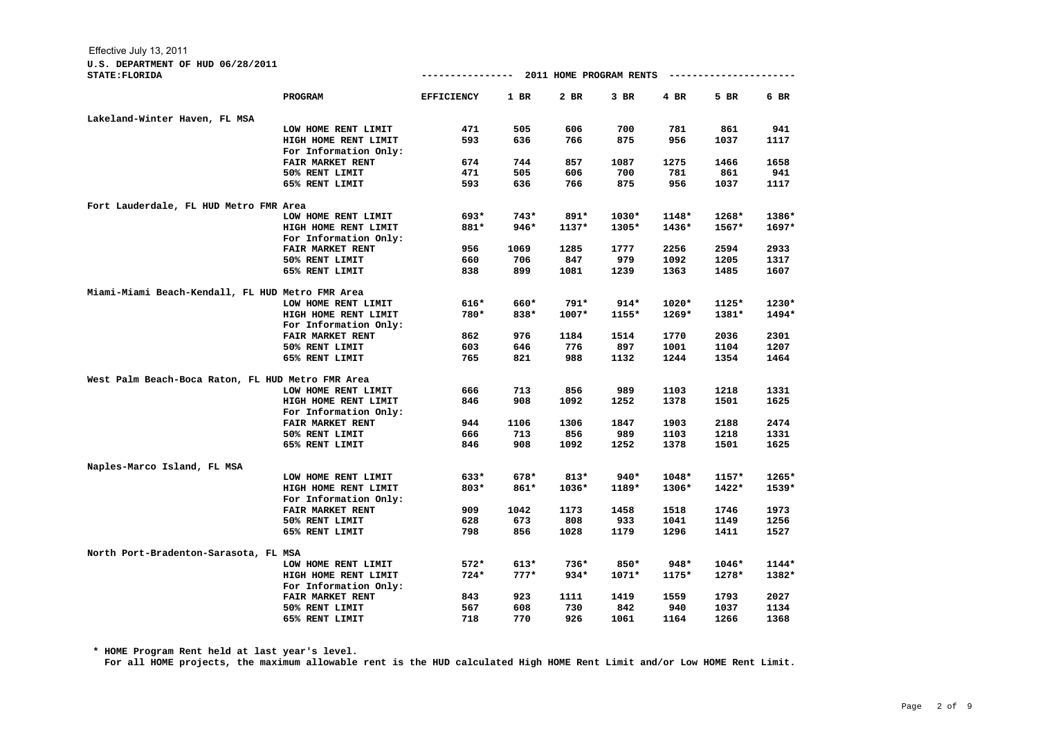Effective July 13, 2011

**U.S. DEPARTMENT OF HUD 06/28/2011**

**STATE:FLORIDA**

| | PROGRAM | EFFICIENCY | 1 BR | 2 BR | 3 BR | 4 BR | 5 BR | 6 BR |
|---|---|---|---|---|---|---|---|---|
| | | ---------------- 2011 HOME PROGRAM RENTS | | | | | | ---------------------- |
| **Lakeland-Winter Haven, FL MSA** | | | | | | | | |
| | LOW HOME RENT LIMIT | 471 | 505 | 606 | 700 | 781 | 861 | 941 |
| | HIGH HOME RENT LIMIT | 593 | 636 | 766 | 875 | 956 | 1037 | 1117 |
| | For Information Only: | | | | | | | |
| | FAIR MARKET RENT | 674 | 744 | 857 | 1087 | 1275 | 1466 | 1658 |
| | 50% RENT LIMIT | 471 | 505 | 606 | 700 | 781 | 861 | 941 |
| | 65% RENT LIMIT | 593 | 636 | 766 | 875 | 956 | 1037 | 1117 |
| **Fort Lauderdale, FL HUD Metro FMR Area** | | | | | | | | |
| | LOW HOME RENT LIMIT | 693* | 743* | 891* | 1030* | 1148* | 1268* | 1386* |
| | HIGH HOME RENT LIMIT | 881* | 946* | 1137* | 1305* | 1436* | 1567* | 1697* |
| | For Information Only: | | | | | | | |
| | FAIR MARKET RENT | 956 | 1069 | 1285 | 1777 | 2256 | 2594 | 2933 |
| | 50% RENT LIMIT | 660 | 706 | 847 | 979 | 1092 | 1205 | 1317 |
| | 65% RENT LIMIT | 838 | 899 | 1081 | 1239 | 1363 | 1485 | 1607 |
| **Miami-Miami Beach-Kendall, FL HUD Metro FMR Area** | | | | | | | | |
| | LOW HOME RENT LIMIT | 616* | 660* | 791* | 914* | 1020* | 1125* | 1230* |
| | HIGH HOME RENT LIMIT | 780* | 838* | 1007* | 1155* | 1269* | 1381* | 1494* |
| | For Information Only: | | | | | | | |
| | FAIR MARKET RENT | 862 | 976 | 1184 | 1514 | 1770 | 2036 | 2301 |
| | 50% RENT LIMIT | 603 | 646 | 776 | 897 | 1001 | 1104 | 1207 |
| | 65% RENT LIMIT | 765 | 821 | 988 | 1132 | 1244 | 1354 | 1464 |
| **West Palm Beach-Boca Raton, FL HUD Metro FMR Area** | | | | | | | | |
| | LOW HOME RENT LIMIT | 666 | 713 | 856 | 989 | 1103 | 1218 | 1331 |
| | HIGH HOME RENT LIMIT | 846 | 908 | 1092 | 1252 | 1378 | 1501 | 1625 |
| | For Information Only: | | | | | | | |
| | FAIR MARKET RENT | 944 | 1106 | 1306 | 1847 | 1903 | 2188 | 2474 |
| | 50% RENT LIMIT | 666 | 713 | 856 | 989 | 1103 | 1218 | 1331 |
| | 65% RENT LIMIT | 846 | 908 | 1092 | 1252 | 1378 | 1501 | 1625 |
| **Naples-Marco Island, FL MSA** | | | | | | | | |
| | LOW HOME RENT LIMIT | 633* | 678* | 813* | 940* | 1048* | 1157* | 1265* |
| | HIGH HOME RENT LIMIT | 803* | 861* | 1036* | 1189* | 1306* | 1422* | 1539* |
| | For Information Only: | | | | | | | |
| | FAIR MARKET RENT | 909 | 1042 | 1173 | 1458 | 1518 | 1746 | 1973 |
| | 50% RENT LIMIT | 628 | 673 | 808 | 933 | 1041 | 1149 | 1256 |
| | 65% RENT LIMIT | 798 | 856 | 1028 | 1179 | 1296 | 1411 | 1527 |
| **North Port-Bradenton-Sarasota, FL MSA** | | | | | | | | |
| | LOW HOME RENT LIMIT | 572* | 613* | 736* | 850* | 948* | 1046* | 1144* |
| | HIGH HOME RENT LIMIT | 724* | 777* | 934* | 1071* | 1175* | 1278* | 1382* |
| | For Information Only: | | | | | | | |
| | FAIR MARKET RENT | 843 | 923 | 1111 | 1419 | 1559 | 1793 | 2027 |
| | 50% RENT LIMIT | 567 | 608 | 730 | 842 | 940 | 1037 | 1134 |
| | 65% RENT LIMIT | 718 | 770 | 926 | 1061 | 1164 | 1266 | 1368 |

**\* HOME Program Rent held at last year's level.**

**For all HOME projects, the maximum allowable rent is the HUD calculated High HOME Rent Limit and/or Low HOME Rent Limit.**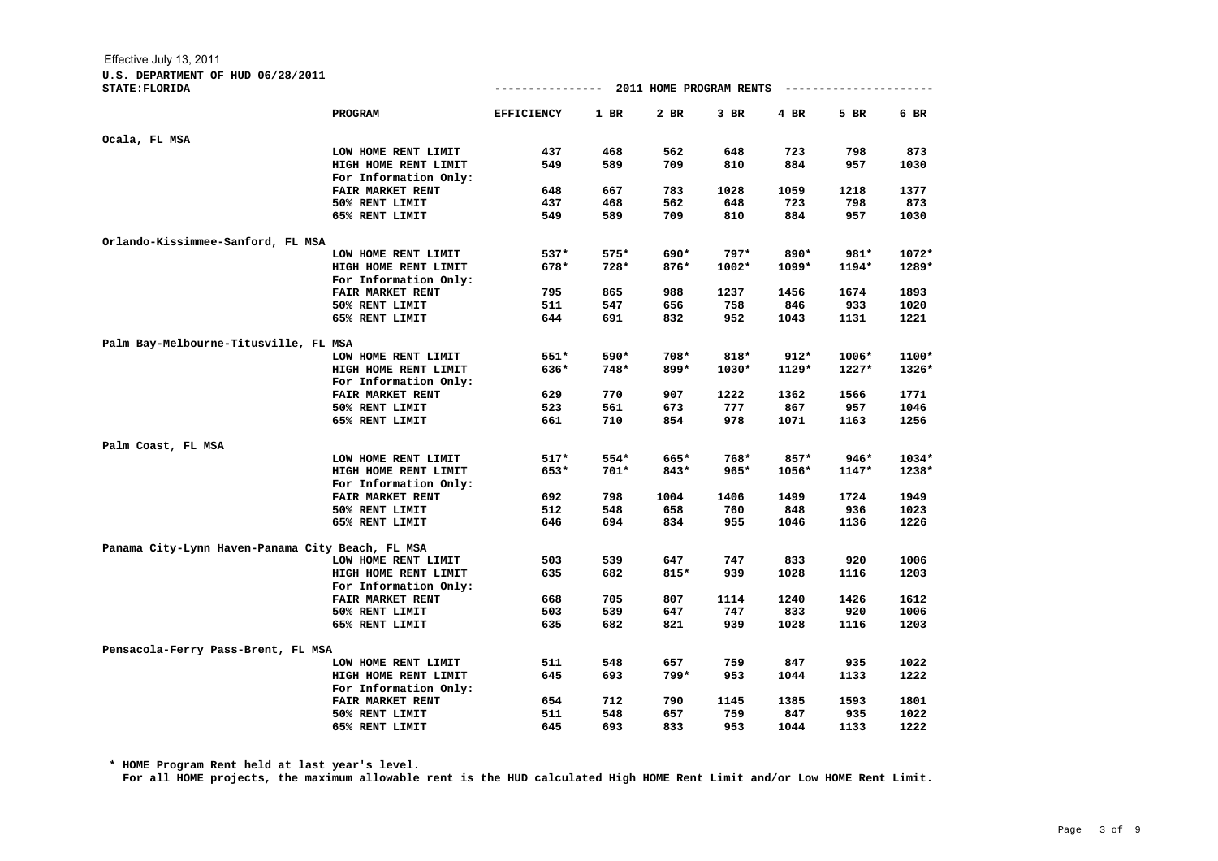Effective July 13, 2011

**U.S. DEPARTMENT OF HUD 06/28/2011**

**STATE: FLORIDA**

**---------------- 2011 HOME PROGRAM RENTS ----------------------**

| | PROGRAM | EFFICIENCY | 1 BR | 2 BR | 3 BR | 4 BR | 5 BR | 6 BR |
|---|---|---|---|---|---|---|---|---|
| **Ocala, FL MSA** | | | | | | | | |
| | LOW HOME RENT LIMIT | 437 | 468 | 562 | 648 | 723 | 798 | 873 |
| | HIGH HOME RENT LIMIT | 549 | 589 | 709 | 810 | 884 | 957 | 1030 |
| | For Information Only: | | | | | | | |
| | FAIR MARKET RENT | 648 | 667 | 783 | 1028 | 1059 | 1218 | 1377 |
| | 50% RENT LIMIT | 437 | 468 | 562 | 648 | 723 | 798 | 873 |
| | 65% RENT LIMIT | 549 | 589 | 709 | 810 | 884 | 957 | 1030 |
| **Orlando-Kissimmee-Sanford, FL MSA** | | | | | | | | |
| | LOW HOME RENT LIMIT | 537* | 575* | 690* | 797* | 890* | 981* | 1072* |
| | HIGH HOME RENT LIMIT | 678* | 728* | 876* | 1002* | 1099* | 1194* | 1289* |
| | For Information Only: | | | | | | | |
| | FAIR MARKET RENT | 795 | 865 | 988 | 1237 | 1456 | 1674 | 1893 |
| | 50% RENT LIMIT | 511 | 547 | 656 | 758 | 846 | 933 | 1020 |
| | 65% RENT LIMIT | 644 | 691 | 832 | 952 | 1043 | 1131 | 1221 |
| **Palm Bay-Melbourne-Titusville, FL MSA** | | | | | | | | |
| | LOW HOME RENT LIMIT | 551* | 590* | 708* | 818* | 912* | 1006* | 1100* |
| | HIGH HOME RENT LIMIT | 636* | 748* | 899* | 1030* | 1129* | 1227* | 1326* |
| | For Information Only: | | | | | | | |
| | FAIR MARKET RENT | 629 | 770 | 907 | 1222 | 1362 | 1566 | 1771 |
| | 50% RENT LIMIT | 523 | 561 | 673 | 777 | 867 | 957 | 1046 |
| | 65% RENT LIMIT | 661 | 710 | 854 | 978 | 1071 | 1163 | 1256 |
| **Palm Coast, FL MSA** | | | | | | | | |
| | LOW HOME RENT LIMIT | 517* | 554* | 665* | 768* | 857* | 946* | 1034* |
| | HIGH HOME RENT LIMIT | 653* | 701* | 843* | 965* | 1056* | 1147* | 1238* |
| | For Information Only: | | | | | | | |
| | FAIR MARKET RENT | 692 | 798 | 1004 | 1406 | 1499 | 1724 | 1949 |
| | 50% RENT LIMIT | 512 | 548 | 658 | 760 | 848 | 936 | 1023 |
| | 65% RENT LIMIT | 646 | 694 | 834 | 955 | 1046 | 1136 | 1226 |
| **Panama City-Lynn Haven-Panama City Beach, FL MSA** | | | | | | | | |
| | LOW HOME RENT LIMIT | 503 | 539 | 647 | 747 | 833 | 920 | 1006 |
| | HIGH HOME RENT LIMIT | 635 | 682 | 815* | 939 | 1028 | 1116 | 1203 |
| | For Information Only: | | | | | | | |
| | FAIR MARKET RENT | 668 | 705 | 807 | 1114 | 1240 | 1426 | 1612 |
| | 50% RENT LIMIT | 503 | 539 | 647 | 747 | 833 | 920 | 1006 |
| | 65% RENT LIMIT | 635 | 682 | 821 | 939 | 1028 | 1116 | 1203 |
| **Pensacola-Ferry Pass-Brent, FL MSA** | | | | | | | | |
| | LOW HOME RENT LIMIT | 511 | 548 | 657 | 759 | 847 | 935 | 1022 |
| | HIGH HOME RENT LIMIT | 645 | 693 | 799* | 953 | 1044 | 1133 | 1222 |
| | For Information Only: | | | | | | | |
| | FAIR MARKET RENT | 654 | 712 | 790 | 1145 | 1385 | 1593 | 1801 |
| | 50% RENT LIMIT | 511 | 548 | 657 | 759 | 847 | 935 | 1022 |
| | 65% RENT LIMIT | 645 | 693 | 833 | 953 | 1044 | 1133 | 1222 |

**\* HOME Program Rent held at last year's level.**

**For all HOME projects, the maximum allowable rent is the HUD calculated High HOME Rent Limit and/or Low HOME Rent Limit.**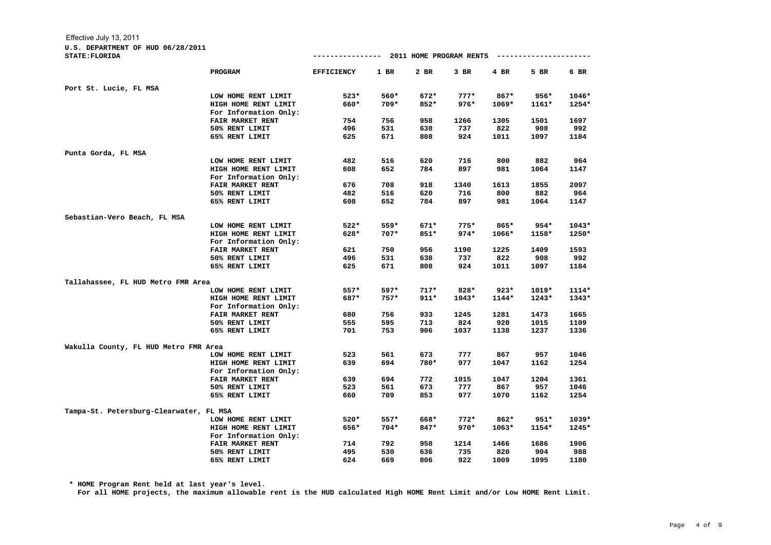Effective July 13, 2011

**U.S. DEPARTMENT OF HUD 06/28/2011**

**STATE:FLORIDA**

**2011 HOME PROGRAM RENTS**

| | PROGRAM | EFFICIENCY | 1 BR | 2 BR | 3 BR | 4 BR | 5 BR | 6 BR |
|---|---|---|---|---|---|---|---|---|
| **Port St. Lucie, FL MSA** | | | | | | | | |
| | LOW HOME RENT LIMIT | 523* | 560* | 672* | 777* | 867* | 956* | 1046* |
| | HIGH HOME RENT LIMIT | 660* | 709* | 852* | 976* | 1069* | 1161* | 1254* |
| | For Information Only: | | | | | | | |
| | FAIR MARKET RENT | 754 | 756 | 958 | 1266 | 1305 | 1501 | 1697 |
| | 50% RENT LIMIT | 496 | 531 | 638 | 737 | 822 | 908 | 992 |
| | 65% RENT LIMIT | 625 | 671 | 808 | 924 | 1011 | 1097 | 1184 |
| **Punta Gorda, FL MSA** | | | | | | | | |
| | LOW HOME RENT LIMIT | 482 | 516 | 620 | 716 | 800 | 882 | 964 |
| | HIGH HOME RENT LIMIT | 608 | 652 | 784 | 897 | 981 | 1064 | 1147 |
| | For Information Only: | | | | | | | |
| | FAIR MARKET RENT | 676 | 708 | 918 | 1340 | 1613 | 1855 | 2097 |
| | 50% RENT LIMIT | 482 | 516 | 620 | 716 | 800 | 882 | 964 |
| | 65% RENT LIMIT | 608 | 652 | 784 | 897 | 981 | 1064 | 1147 |
| **Sebastian-Vero Beach, FL MSA** | | | | | | | | |
| | LOW HOME RENT LIMIT | 522* | 559* | 671* | 775* | 865* | 954* | 1043* |
| | HIGH HOME RENT LIMIT | 628* | 707* | 851* | 974* | 1066* | 1158* | 1250* |
| | For Information Only: | | | | | | | |
| | FAIR MARKET RENT | 621 | 750 | 956 | 1190 | 1225 | 1409 | 1593 |
| | 50% RENT LIMIT | 496 | 531 | 638 | 737 | 822 | 908 | 992 |
| | 65% RENT LIMIT | 625 | 671 | 808 | 924 | 1011 | 1097 | 1184 |
| **Tallahassee, FL HUD Metro FMR Area** | | | | | | | | |
| | LOW HOME RENT LIMIT | 557* | 597* | 717* | 828* | 923* | 1019* | 1114* |
| | HIGH HOME RENT LIMIT | 687* | 757* | 911* | 1043* | 1144* | 1243* | 1343* |
| | For Information Only: | | | | | | | |
| | FAIR MARKET RENT | 680 | 756 | 933 | 1245 | 1281 | 1473 | 1665 |
| | 50% RENT LIMIT | 555 | 595 | 713 | 824 | 920 | 1015 | 1109 |
| | 65% RENT LIMIT | 701 | 753 | 906 | 1037 | 1138 | 1237 | 1336 |
| **Wakulla County, FL HUD Metro FMR Area** | | | | | | | | |
| | LOW HOME RENT LIMIT | 523 | 561 | 673 | 777 | 867 | 957 | 1046 |
| | HIGH HOME RENT LIMIT | 639 | 694 | 780* | 977 | 1047 | 1162 | 1254 |
| | For Information Only: | | | | | | | |
| | FAIR MARKET RENT | 639 | 694 | 772 | 1015 | 1047 | 1204 | 1361 |
| | 50% RENT LIMIT | 523 | 561 | 673 | 777 | 867 | 957 | 1046 |
| | 65% RENT LIMIT | 660 | 709 | 853 | 977 | 1070 | 1162 | 1254 |
| **Tampa-St. Petersburg-Clearwater, FL MSA** | | | | | | | | |
| | LOW HOME RENT LIMIT | 520* | 557* | 668* | 772* | 862* | 951* | 1039* |
| | HIGH HOME RENT LIMIT | 656* | 704* | 847* | 970* | 1063* | 1154* | 1245* |
| | For Information Only: | | | | | | | |
| | FAIR MARKET RENT | 714 | 792 | 958 | 1214 | 1466 | 1686 | 1906 |
| | 50% RENT LIMIT | 495 | 530 | 636 | 735 | 820 | 904 | 988 |
| | 65% RENT LIMIT | 624 | 669 | 806 | 922 | 1009 | 1095 | 1180 |

**\* HOME Program Rent held at last year's level.**

**For all HOME projects, the maximum allowable rent is the HUD calculated High HOME Rent Limit and/or Low HOME Rent Limit.**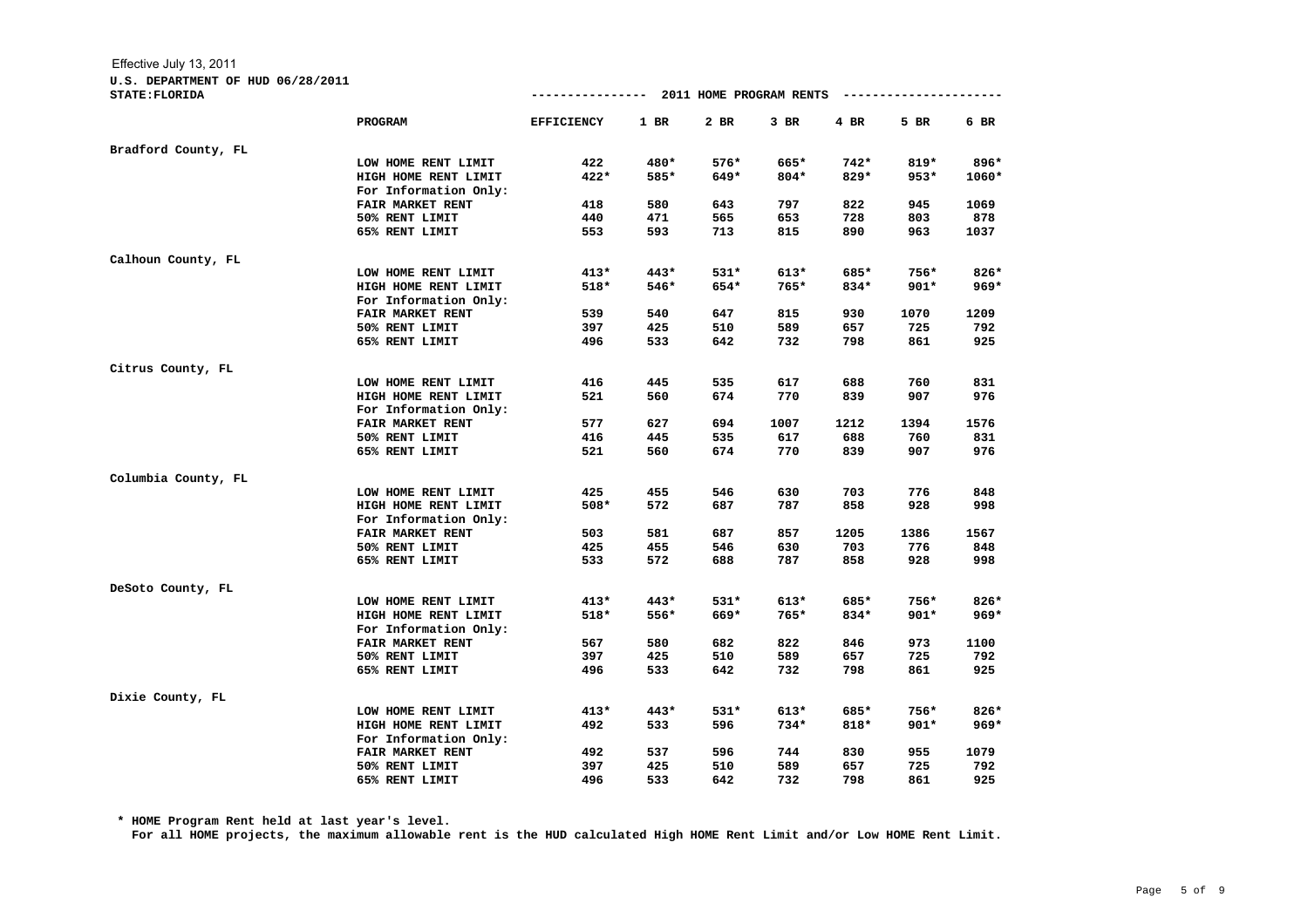Effective July 13, 2011

U.S. DEPARTMENT OF HUD 06/28/2011

STATE:FLORIDA

**2011 HOME PROGRAM RENTS**

| | PROGRAM | EFFICIENCY | 1 BR | 2 BR | 3 BR | 4 BR | 5 BR | 6 BR |
|---|---|---|---|---|---|---|---|---|
| Bradford County, FL | | | | | | | | |
| | LOW HOME RENT LIMIT | 422 | 480* | 576* | 665* | 742* | 819* | 896* |
| | HIGH HOME RENT LIMIT | 422* | 585* | 649* | 804* | 829* | 953* | 1060* |
| | For Information Only: | | | | | | | |
| | FAIR MARKET RENT | 418 | 580 | 643 | 797 | 822 | 945 | 1069 |
| | 50% RENT LIMIT | 440 | 471 | 565 | 653 | 728 | 803 | 878 |
| | 65% RENT LIMIT | 553 | 593 | 713 | 815 | 890 | 963 | 1037 |
| Calhoun County, FL | | | | | | | | |
| | LOW HOME RENT LIMIT | 413* | 443* | 531* | 613* | 685* | 756* | 826* |
| | HIGH HOME RENT LIMIT | 518* | 546* | 654* | 765* | 834* | 901* | 969* |
| | For Information Only: | | | | | | | |
| | FAIR MARKET RENT | 539 | 540 | 647 | 815 | 930 | 1070 | 1209 |
| | 50% RENT LIMIT | 397 | 425 | 510 | 589 | 657 | 725 | 792 |
| | 65% RENT LIMIT | 496 | 533 | 642 | 732 | 798 | 861 | 925 |
| Citrus County, FL | | | | | | | | |
| | LOW HOME RENT LIMIT | 416 | 445 | 535 | 617 | 688 | 760 | 831 |
| | HIGH HOME RENT LIMIT | 521 | 560 | 674 | 770 | 839 | 907 | 976 |
| | For Information Only: | | | | | | | |
| | FAIR MARKET RENT | 577 | 627 | 694 | 1007 | 1212 | 1394 | 1576 |
| | 50% RENT LIMIT | 416 | 445 | 535 | 617 | 688 | 760 | 831 |
| | 65% RENT LIMIT | 521 | 560 | 674 | 770 | 839 | 907 | 976 |
| Columbia County, FL | | | | | | | | |
| | LOW HOME RENT LIMIT | 425 | 455 | 546 | 630 | 703 | 776 | 848 |
| | HIGH HOME RENT LIMIT | 508* | 572 | 687 | 787 | 858 | 928 | 998 |
| | For Information Only: | | | | | | | |
| | FAIR MARKET RENT | 503 | 581 | 687 | 857 | 1205 | 1386 | 1567 |
| | 50% RENT LIMIT | 425 | 455 | 546 | 630 | 703 | 776 | 848 |
| | 65% RENT LIMIT | 533 | 572 | 688 | 787 | 858 | 928 | 998 |
| DeSoto County, FL | | | | | | | | |
| | LOW HOME RENT LIMIT | 413* | 443* | 531* | 613* | 685* | 756* | 826* |
| | HIGH HOME RENT LIMIT | 518* | 556* | 669* | 765* | 834* | 901* | 969* |
| | For Information Only: | | | | | | | |
| | FAIR MARKET RENT | 567 | 580 | 682 | 822 | 846 | 973 | 1100 |
| | 50% RENT LIMIT | 397 | 425 | 510 | 589 | 657 | 725 | 792 |
| | 65% RENT LIMIT | 496 | 533 | 642 | 732 | 798 | 861 | 925 |
| Dixie County, FL | | | | | | | | |
| | LOW HOME RENT LIMIT | 413* | 443* | 531* | 613* | 685* | 756* | 826* |
| | HIGH HOME RENT LIMIT | 492 | 533 | 596 | 734* | 818* | 901* | 969* |
| | For Information Only: | | | | | | | |
| | FAIR MARKET RENT | 492 | 537 | 596 | 744 | 830 | 955 | 1079 |
| | 50% RENT LIMIT | 397 | 425 | 510 | 589 | 657 | 725 | 792 |
| | 65% RENT LIMIT | 496 | 533 | 642 | 732 | 798 | 861 | 925 |

**\* HOME Program Rent held at last year's level.**

**For all HOME projects, the maximum allowable rent is the HUD calculated High HOME Rent Limit and/or Low HOME Rent Limit.**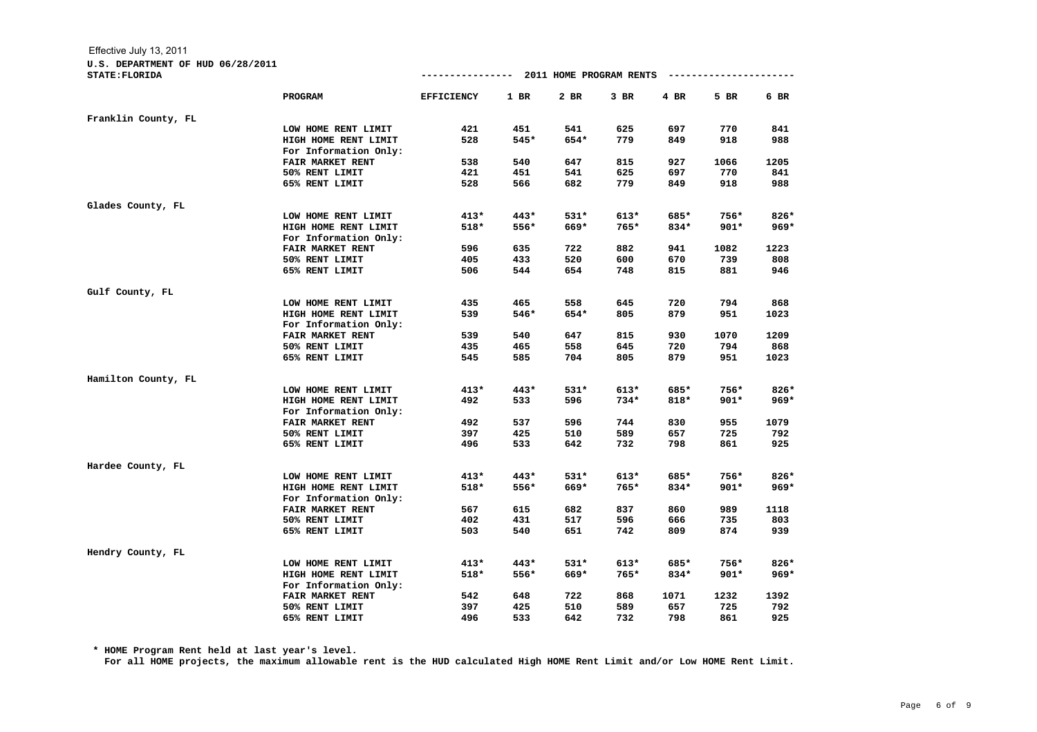Effective July 13, 2011

**U.S. DEPARTMENT OF HUD 06/28/2011**

**STATE:FLORIDA**

**2011 HOME PROGRAM RENTS**

| | PROGRAM | EFFICIENCY | 1 BR | 2 BR | 3 BR | 4 BR | 5 BR | 6 BR |
|---|---|---|---|---|---|---|---|---|
| Franklin County, FL | | | | | | | | |
| | LOW HOME RENT LIMIT | 421 | 451 | 541 | 625 | 697 | 770 | 841 |
| | HIGH HOME RENT LIMIT | 528 | 545* | 654* | 779 | 849 | 918 | 988 |
| | For Information Only: | | | | | | | |
| | FAIR MARKET RENT | 538 | 540 | 647 | 815 | 927 | 1066 | 1205 |
| | 50% RENT LIMIT | 421 | 451 | 541 | 625 | 697 | 770 | 841 |
| | 65% RENT LIMIT | 528 | 566 | 682 | 779 | 849 | 918 | 988 |
| Glades County, FL | | | | | | | | |
| | LOW HOME RENT LIMIT | 413* | 443* | 531* | 613* | 685* | 756* | 826* |
| | HIGH HOME RENT LIMIT | 518* | 556* | 669* | 765* | 834* | 901* | 969* |
| | For Information Only: | | | | | | | |
| | FAIR MARKET RENT | 596 | 635 | 722 | 882 | 941 | 1082 | 1223 |
| | 50% RENT LIMIT | 405 | 433 | 520 | 600 | 670 | 739 | 808 |
| | 65% RENT LIMIT | 506 | 544 | 654 | 748 | 815 | 881 | 946 |
| Gulf County, FL | | | | | | | | |
| | LOW HOME RENT LIMIT | 435 | 465 | 558 | 645 | 720 | 794 | 868 |
| | HIGH HOME RENT LIMIT | 539 | 546* | 654* | 805 | 879 | 951 | 1023 |
| | For Information Only: | | | | | | | |
| | FAIR MARKET RENT | 539 | 540 | 647 | 815 | 930 | 1070 | 1209 |
| | 50% RENT LIMIT | 435 | 465 | 558 | 645 | 720 | 794 | 868 |
| | 65% RENT LIMIT | 545 | 585 | 704 | 805 | 879 | 951 | 1023 |
| Hamilton County, FL | | | | | | | | |
| | LOW HOME RENT LIMIT | 413* | 443* | 531* | 613* | 685* | 756* | 826* |
| | HIGH HOME RENT LIMIT | 492 | 533 | 596 | 734* | 818* | 901* | 969* |
| | For Information Only: | | | | | | | |
| | FAIR MARKET RENT | 492 | 537 | 596 | 744 | 830 | 955 | 1079 |
| | 50% RENT LIMIT | 397 | 425 | 510 | 589 | 657 | 725 | 792 |
| | 65% RENT LIMIT | 496 | 533 | 642 | 732 | 798 | 861 | 925 |
| Hardee County, FL | | | | | | | | |
| | LOW HOME RENT LIMIT | 413* | 443* | 531* | 613* | 685* | 756* | 826* |
| | HIGH HOME RENT LIMIT | 518* | 556* | 669* | 765* | 834* | 901* | 969* |
| | For Information Only: | | | | | | | |
| | FAIR MARKET RENT | 567 | 615 | 682 | 837 | 860 | 989 | 1118 |
| | 50% RENT LIMIT | 402 | 431 | 517 | 596 | 666 | 735 | 803 |
| | 65% RENT LIMIT | 503 | 540 | 651 | 742 | 809 | 874 | 939 |
| Hendry County, FL | | | | | | | | |
| | LOW HOME RENT LIMIT | 413* | 443* | 531* | 613* | 685* | 756* | 826* |
| | HIGH HOME RENT LIMIT | 518* | 556* | 669* | 765* | 834* | 901* | 969* |
| | For Information Only: | | | | | | | |
| | FAIR MARKET RENT | 542 | 648 | 722 | 868 | 1071 | 1232 | 1392 |
| | 50% RENT LIMIT | 397 | 425 | 510 | 589 | 657 | 725 | 792 |
| | 65% RENT LIMIT | 496 | 533 | 642 | 732 | 798 | 861 | 925 |

**\* HOME Program Rent held at last year's level.**

**For all HOME projects, the maximum allowable rent is the HUD calculated High HOME Rent Limit and/or Low HOME Rent Limit.**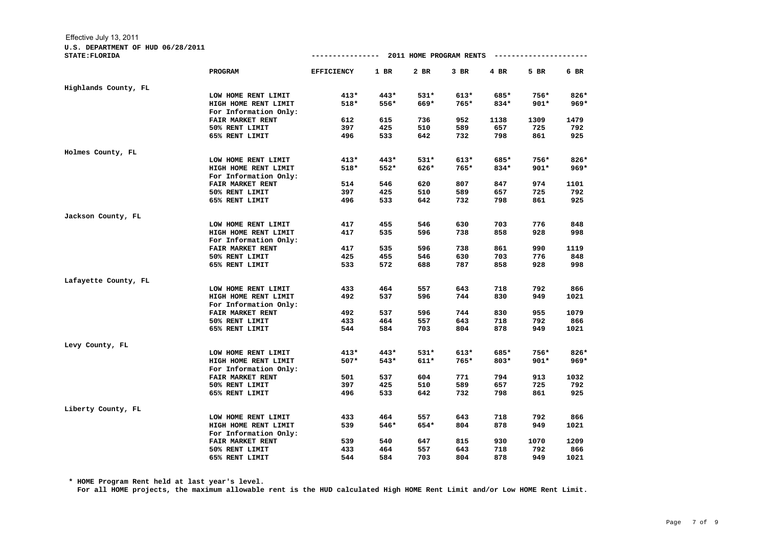Effective July 13, 2011

**U.S. DEPARTMENT OF HUD 06/28/2011**

**STATE:FLORIDA**

**2011 HOME PROGRAM RENTS**

| | PROGRAM | EFFICIENCY | 1 BR | 2 BR | 3 BR | 4 BR | 5 BR | 6 BR |
|---|---|---|---|---|---|---|---|---|
| Highlands County, FL | | | | | | | | |
| | LOW HOME RENT LIMIT | 413* | 443* | 531* | 613* | 685* | 756* | 826* |
| | HIGH HOME RENT LIMIT | 518* | 556* | 669* | 765* | 834* | 901* | 969* |
| | For Information Only: | | | | | | | |
| | FAIR MARKET RENT | 612 | 615 | 736 | 952 | 1138 | 1309 | 1479 |
| | 50% RENT LIMIT | 397 | 425 | 510 | 589 | 657 | 725 | 792 |
| | 65% RENT LIMIT | 496 | 533 | 642 | 732 | 798 | 861 | 925 |
| Holmes County, FL | | | | | | | | |
| | LOW HOME RENT LIMIT | 413* | 443* | 531* | 613* | 685* | 756* | 826* |
| | HIGH HOME RENT LIMIT | 518* | 552* | 626* | 765* | 834* | 901* | 969* |
| | For Information Only: | | | | | | | |
| | FAIR MARKET RENT | 514 | 546 | 620 | 807 | 847 | 974 | 1101 |
| | 50% RENT LIMIT | 397 | 425 | 510 | 589 | 657 | 725 | 792 |
| | 65% RENT LIMIT | 496 | 533 | 642 | 732 | 798 | 861 | 925 |
| Jackson County, FL | | | | | | | | |
| | LOW HOME RENT LIMIT | 417 | 455 | 546 | 630 | 703 | 776 | 848 |
| | HIGH HOME RENT LIMIT | 417 | 535 | 596 | 738 | 858 | 928 | 998 |
| | For Information Only: | | | | | | | |
| | FAIR MARKET RENT | 417 | 535 | 596 | 738 | 861 | 990 | 1119 |
| | 50% RENT LIMIT | 425 | 455 | 546 | 630 | 703 | 776 | 848 |
| | 65% RENT LIMIT | 533 | 572 | 688 | 787 | 858 | 928 | 998 |
| Lafayette County, FL | | | | | | | | |
| | LOW HOME RENT LIMIT | 433 | 464 | 557 | 643 | 718 | 792 | 866 |
| | HIGH HOME RENT LIMIT | 492 | 537 | 596 | 744 | 830 | 949 | 1021 |
| | For Information Only: | | | | | | | |
| | FAIR MARKET RENT | 492 | 537 | 596 | 744 | 830 | 955 | 1079 |
| | 50% RENT LIMIT | 433 | 464 | 557 | 643 | 718 | 792 | 866 |
| | 65% RENT LIMIT | 544 | 584 | 703 | 804 | 878 | 949 | 1021 |
| Levy County, FL | | | | | | | | |
| | LOW HOME RENT LIMIT | 413* | 443* | 531* | 613* | 685* | 756* | 826* |
| | HIGH HOME RENT LIMIT | 507* | 543* | 611* | 765* | 803* | 901* | 969* |
| | For Information Only: | | | | | | | |
| | FAIR MARKET RENT | 501 | 537 | 604 | 771 | 794 | 913 | 1032 |
| | 50% RENT LIMIT | 397 | 425 | 510 | 589 | 657 | 725 | 792 |
| | 65% RENT LIMIT | 496 | 533 | 642 | 732 | 798 | 861 | 925 |
| Liberty County, FL | | | | | | | | |
| | LOW HOME RENT LIMIT | 433 | 464 | 557 | 643 | 718 | 792 | 866 |
| | HIGH HOME RENT LIMIT | 539 | 546* | 654* | 804 | 878 | 949 | 1021 |
| | For Information Only: | | | | | | | |
| | FAIR MARKET RENT | 539 | 540 | 647 | 815 | 930 | 1070 | 1209 |
| | 50% RENT LIMIT | 433 | 464 | 557 | 643 | 718 | 792 | 866 |
| | 65% RENT LIMIT | 544 | 584 | 703 | 804 | 878 | 949 | 1021 |

**\* HOME Program Rent held at last year's level.**

**For all HOME projects, the maximum allowable rent is the HUD calculated High HOME Rent Limit and/or Low HOME Rent Limit.**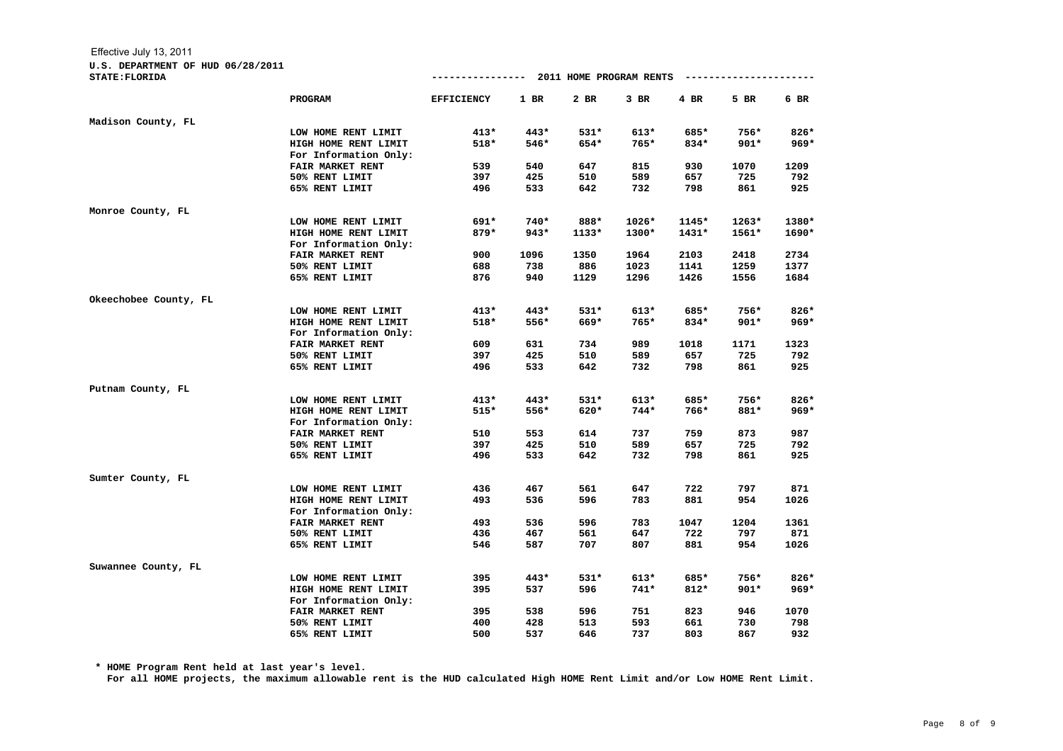Effective July 13, 2011

**U.S. DEPARTMENT OF HUD 06/28/2011**

**STATE:FLORIDA** ---------------- 2011 HOME PROGRAM RENTS ---------------------

| | PROGRAM | EFFICIENCY | 1 BR | 2 BR | 3 BR | 4 BR | 5 BR | 6 BR |
|---|---|---|---|---|---|---|---|---|
| Madison County, FL | | | | | | | | |
| | LOW HOME RENT LIMIT | 413* | 443* | 531* | 613* | 685* | 756* | 826* |
| | HIGH HOME RENT LIMIT | 518* | 546* | 654* | 765* | 834* | 901* | 969* |
| | For Information Only: | | | | | | | |
| | FAIR MARKET RENT | 539 | 540 | 647 | 815 | 930 | 1070 | 1209 |
| | 50% RENT LIMIT | 397 | 425 | 510 | 589 | 657 | 725 | 792 |
| | 65% RENT LIMIT | 496 | 533 | 642 | 732 | 798 | 861 | 925 |
| Monroe County, FL | | | | | | | | |
| | LOW HOME RENT LIMIT | 691* | 740* | 888* | 1026* | 1145* | 1263* | 1380* |
| | HIGH HOME RENT LIMIT | 879* | 943* | 1133* | 1300* | 1431* | 1561* | 1690* |
| | For Information Only: | | | | | | | |
| | FAIR MARKET RENT | 900 | 1096 | 1350 | 1964 | 2103 | 2418 | 2734 |
| | 50% RENT LIMIT | 688 | 738 | 886 | 1023 | 1141 | 1259 | 1377 |
| | 65% RENT LIMIT | 876 | 940 | 1129 | 1296 | 1426 | 1556 | 1684 |
| Okeechobee County, FL | | | | | | | | |
| | LOW HOME RENT LIMIT | 413* | 443* | 531* | 613* | 685* | 756* | 826* |
| | HIGH HOME RENT LIMIT | 518* | 556* | 669* | 765* | 834* | 901* | 969* |
| | For Information Only: | | | | | | | |
| | FAIR MARKET RENT | 609 | 631 | 734 | 989 | 1018 | 1171 | 1323 |
| | 50% RENT LIMIT | 397 | 425 | 510 | 589 | 657 | 725 | 792 |
| | 65% RENT LIMIT | 496 | 533 | 642 | 732 | 798 | 861 | 925 |
| Putnam County, FL | | | | | | | | |
| | LOW HOME RENT LIMIT | 413* | 443* | 531* | 613* | 685* | 756* | 826* |
| | HIGH HOME RENT LIMIT | 515* | 556* | 620* | 744* | 766* | 881* | 969* |
| | For Information Only: | | | | | | | |
| | FAIR MARKET RENT | 510 | 553 | 614 | 737 | 759 | 873 | 987 |
| | 50% RENT LIMIT | 397 | 425 | 510 | 589 | 657 | 725 | 792 |
| | 65% RENT LIMIT | 496 | 533 | 642 | 732 | 798 | 861 | 925 |
| Sumter County, FL | | | | | | | | |
| | LOW HOME RENT LIMIT | 436 | 467 | 561 | 647 | 722 | 797 | 871 |
| | HIGH HOME RENT LIMIT | 493 | 536 | 596 | 783 | 881 | 954 | 1026 |
| | For Information Only: | | | | | | | |
| | FAIR MARKET RENT | 493 | 536 | 596 | 783 | 1047 | 1204 | 1361 |
| | 50% RENT LIMIT | 436 | 467 | 561 | 647 | 722 | 797 | 871 |
| | 65% RENT LIMIT | 546 | 587 | 707 | 807 | 881 | 954 | 1026 |
| Suwannee County, FL | | | | | | | | |
| | LOW HOME RENT LIMIT | 395 | 443* | 531* | 613* | 685* | 756* | 826* |
| | HIGH HOME RENT LIMIT | 395 | 537 | 596 | 741* | 812* | 901* | 969* |
| | For Information Only: | | | | | | | |
| | FAIR MARKET RENT | 395 | 538 | 596 | 751 | 823 | 946 | 1070 |
| | 50% RENT LIMIT | 400 | 428 | 513 | 593 | 661 | 730 | 798 |
| | 65% RENT LIMIT | 500 | 537 | 646 | 737 | 803 | 867 | 932 |

**\* HOME Program Rent held at last year's level.**

**For all HOME projects, the maximum allowable rent is the HUD calculated High HOME Rent Limit and/or Low HOME Rent Limit.**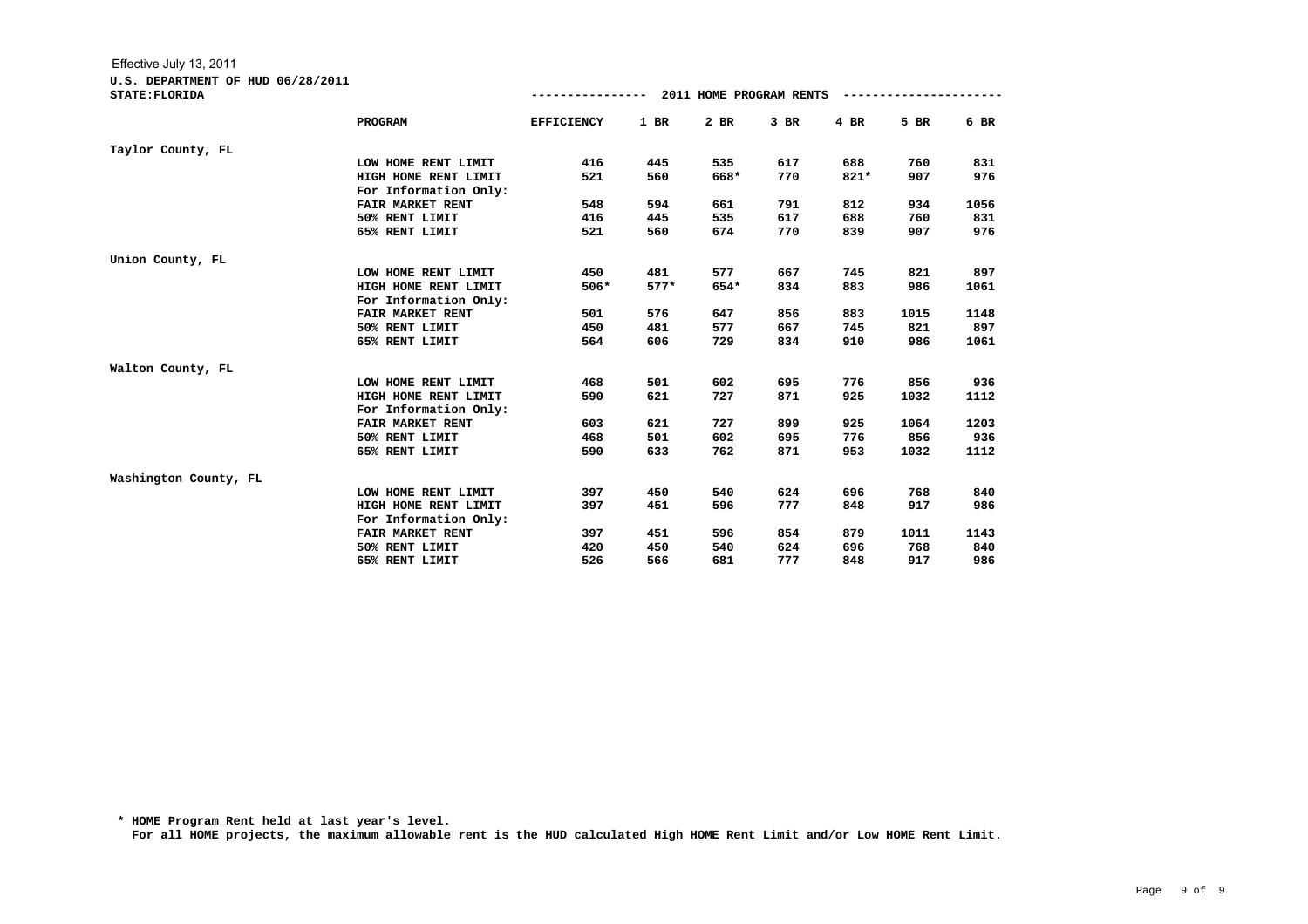Effective July 13, 2011

**U.S. DEPARTMENT OF HUD 06/28/2011**

**STATE:FLORIDA**

| | PROGRAM | EFFICIENCY | 1 BR | 2 BR | 3 BR | 4 BR | 5 BR | 6 BR |
|---|---|---|---|---|---|---|---|---|
| | | 2011 HOME PROGRAM RENTS | | | | | | |
| **Taylor County, FL** | | | | | | | | |
| | LOW HOME RENT LIMIT | 416 | 445 | 535 | 617 | 688 | 760 | 831 |
| | HIGH HOME RENT LIMIT | 521 | 560 | 668* | 770 | 821* | 907 | 976 |
| | For Information Only: | | | | | | | |
| | FAIR MARKET RENT | 548 | 594 | 661 | 791 | 812 | 934 | 1056 |
| | 50% RENT LIMIT | 416 | 445 | 535 | 617 | 688 | 760 | 831 |
| | 65% RENT LIMIT | 521 | 560 | 674 | 770 | 839 | 907 | 976 |
| **Union County, FL** | | | | | | | | |
| | LOW HOME RENT LIMIT | 450 | 481 | 577 | 667 | 745 | 821 | 897 |
| | HIGH HOME RENT LIMIT | 506* | 577* | 654* | 834 | 883 | 986 | 1061 |
| | For Information Only: | | | | | | | |
| | FAIR MARKET RENT | 501 | 576 | 647 | 856 | 883 | 1015 | 1148 |
| | 50% RENT LIMIT | 450 | 481 | 577 | 667 | 745 | 821 | 897 |
| | 65% RENT LIMIT | 564 | 606 | 729 | 834 | 910 | 986 | 1061 |
| **Walton County, FL** | | | | | | | | |
| | LOW HOME RENT LIMIT | 468 | 501 | 602 | 695 | 776 | 856 | 936 |
| | HIGH HOME RENT LIMIT | 590 | 621 | 727 | 871 | 925 | 1032 | 1112 |
| | For Information Only: | | | | | | | |
| | FAIR MARKET RENT | 603 | 621 | 727 | 899 | 925 | 1064 | 1203 |
| | 50% RENT LIMIT | 468 | 501 | 602 | 695 | 776 | 856 | 936 |
| | 65% RENT LIMIT | 590 | 633 | 762 | 871 | 953 | 1032 | 1112 |
| **Washington County, FL** | | | | | | | | |
| | LOW HOME RENT LIMIT | 397 | 450 | 540 | 624 | 696 | 768 | 840 |
| | HIGH HOME RENT LIMIT | 397 | 451 | 596 | 777 | 848 | 917 | 986 |
| | For Information Only: | | | | | | | |
| | FAIR MARKET RENT | 397 | 451 | 596 | 854 | 879 | 1011 | 1143 |
| | 50% RENT LIMIT | 420 | 450 | 540 | 624 | 696 | 768 | 840 |
| | 65% RENT LIMIT | 526 | 566 | 681 | 777 | 848 | 917 | 986 |

**\* HOME Program Rent held at last year's level.**

**For all HOME projects, the maximum allowable rent is the HUD calculated High HOME Rent Limit and/or Low HOME Rent Limit.**